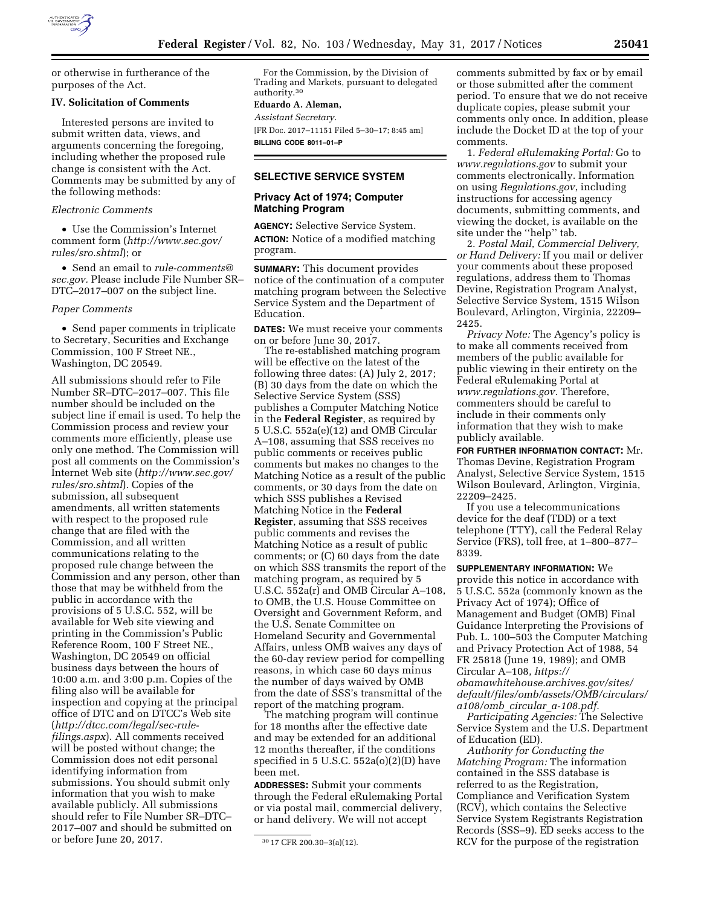or otherwise in furtherance of the purposes of the Act.

### IV. Solicitation of Comments

Interested persons are invited to submit written data, views, and arguments concerning the foregoing, including whether the proposed rule change is consistent with the Act. Comments may be submitted by any of the following methods:

*Electronic Comments*

- Use the Commission's Internet comment form (*http://www.sec.gov/rules/sro.shtml*); or
- Send an email to *rule-comments@sec.gov*. Please include File Number SR–DTC–2017–007 on the subject line.

*Paper Comments*

- Send paper comments in triplicate to Secretary, Securities and Exchange Commission, 100 F Street NE., Washington, DC 20549.

All submissions should refer to File Number SR–DTC–2017–007. This file number should be included on the subject line if email is used. To help the Commission process and review your comments more efficiently, please use only one method. The Commission will post all comments on the Commission's Internet Web site (*http://www.sec.gov/rules/sro.shtml*). Copies of the submission, all subsequent amendments, all written statements with respect to the proposed rule change that are filed with the Commission, and all written communications relating to the proposed rule change between the Commission and any person, other than those that may be withheld from the public in accordance with the provisions of 5 U.S.C. 552, will be available for Web site viewing and printing in the Commission's Public Reference Room, 100 F Street NE., Washington, DC 20549 on official business days between the hours of 10:00 a.m. and 3:00 p.m. Copies of the filing also will be available for inspection and copying at the principal office of DTC and on DTCC's Web site (*http://dtcc.com/legal/sec-rule-filings.aspx*). All comments received will be posted without change; the Commission does not edit personal identifying information from submissions. You should submit only information that you wish to make available publicly. All submissions should refer to File Number SR–DTC–2017–007 and should be submitted on or before June 20, 2017.

For the Commission, by the Division of Trading and Markets, pursuant to delegated authority.[30]

**Eduardo A. Aleman,**

*Assistant Secretary.*

[FR Doc. 2017–11151 Filed 5–30–17; 8:45 am]

**BILLING CODE 8011–01–P**

[30] 17 CFR 200.30–3(a)(12).

---

## SELECTIVE SERVICE SYSTEM

### Privacy Act of 1974; Computer Matching Program

**AGENCY:** Selective Service System.

**ACTION:** Notice of a modified matching program.

**SUMMARY:** This document provides notice of the continuation of a computer matching program between the Selective Service System and the Department of Education.

**DATES:** We must receive your comments on or before June 30, 2017.

The re-established matching program will be effective on the latest of the following three dates: (A) July 2, 2017; (B) 30 days from the date on which the Selective Service System (SSS) publishes a Computer Matching Notice in the **Federal Register**, as required by 5 U.S.C. 552a(e)(12) and OMB Circular A–108, assuming that SSS receives no public comments or receives public comments but makes no changes to the Matching Notice as a result of the public comments, or 30 days from the date on which SSS publishes a Revised Matching Notice in the **Federal Register**, assuming that SSS receives public comments and revises the Matching Notice as a result of public comments; or (C) 60 days from the date on which SSS transmits the report of the matching program, as required by 5 U.S.C. 552a(r) and OMB Circular A–108, to OMB, the U.S. House Committee on Oversight and Government Reform, and the U.S. Senate Committee on Homeland Security and Governmental Affairs, unless OMB waives any days of the 60-day review period for compelling reasons, in which case 60 days minus the number of days waived by OMB from the date of SSS's transmittal of the report of the matching program.

The matching program will continue for 18 months after the effective date and may be extended for an additional 12 months thereafter, if the conditions specified in 5 U.S.C. 552a(o)(2)(D) have been met.

**ADDRESSES:** Submit your comments through the Federal eRulemaking Portal or via postal mail, commercial delivery, or hand delivery. We will not accept comments submitted by fax or by email or those submitted after the comment period. To ensure that we do not receive duplicate copies, please submit your comments only once. In addition, please include the Docket ID at the top of your comments.

1. *Federal eRulemaking Portal:* Go to *www.regulations.gov* to submit your comments electronically. Information on using *Regulations.gov*, including instructions for accessing agency documents, submitting comments, and viewing the docket, is available on the site under the ''help'' tab.

2. *Postal Mail, Commercial Delivery, or Hand Delivery:* If you mail or deliver your comments about these proposed regulations, address them to Thomas Devine, Registration Program Analyst, Selective Service System, 1515 Wilson Boulevard, Arlington, Virginia, 22209–2425.

*Privacy Note:* The Agency's policy is to make all comments received from members of the public available for public viewing in their entirety on the Federal eRulemaking Portal at *www.regulations.gov.* Therefore, commenters should be careful to include in their comments only information that they wish to make publicly available.

**FOR FURTHER INFORMATION CONTACT:** Mr. Thomas Devine, Registration Program Analyst, Selective Service System, 1515 Wilson Boulevard, Arlington, Virginia, 22209–2425.

If you use a telecommunications device for the deaf (TDD) or a text telephone (TTY), call the Federal Relay Service (FRS), toll free, at 1–800–877–8339.

**SUPPLEMENTARY INFORMATION:** We provide this notice in accordance with 5 U.S.C. 552a (commonly known as the Privacy Act of 1974); Office of Management and Budget (OMB) Final Guidance Interpreting the Provisions of Pub. L. 100–503 the Computer Matching and Privacy Protection Act of 1988, 54 FR 25818 (June 19, 1989); and OMB Circular A–108, *https://obamawhitehouse.archives.gov/sites/default/files/omb/assets/OMB/circulars/a108/omb_circular_a-108.pdf*.

*Participating Agencies:* The Selective Service System and the U.S. Department of Education (ED).

*Authority for Conducting the Matching Program:* The information contained in the SSS database is referred to as the Registration, Compliance and Verification System (RCV), which contains the Selective Service System Registrants Registration Records (SSS–9). ED seeks access to the RCV for the purpose of the registration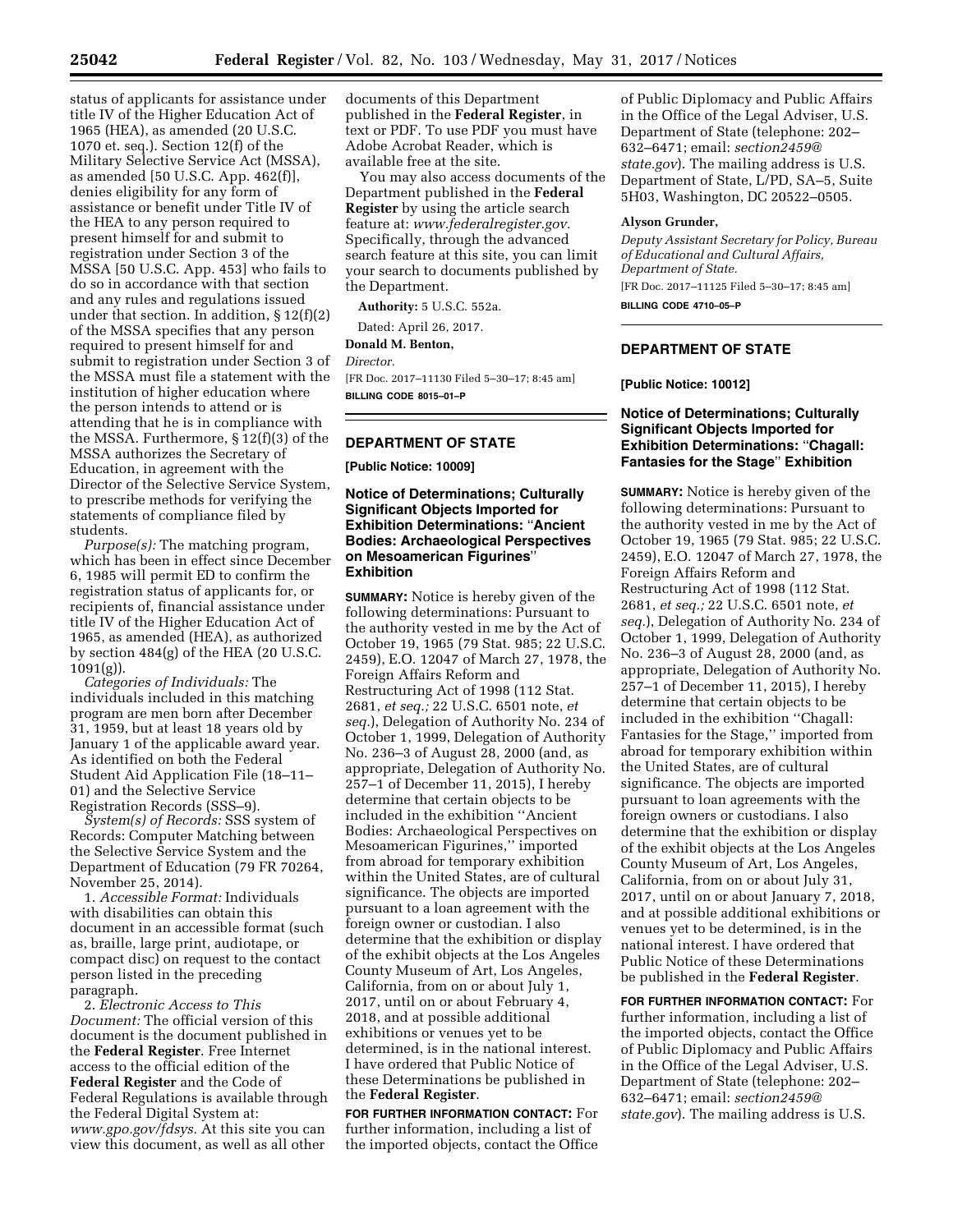status of applicants for assistance under title IV of the Higher Education Act of 1965 (HEA), as amended (20 U.S.C. 1070 et. seq.). Section 12(f) of the Military Selective Service Act (MSSA), as amended [50 U.S.C. App. 462(f)], denies eligibility for any form of assistance or benefit under Title IV of the HEA to any person required to present himself for and submit to registration under Section 3 of the MSSA [50 U.S.C. App. 453] who fails to do so in accordance with that section and any rules and regulations issued under that section. In addition, § 12(f)(2) of the MSSA specifies that any person required to present himself for and submit to registration under Section 3 of the MSSA must file a statement with the institution of higher education where the person intends to attend or is attending that he is in compliance with the MSSA. Furthermore, § 12(f)(3) of the MSSA authorizes the Secretary of Education, in agreement with the Director of the Selective Service System, to prescribe methods for verifying the statements of compliance filed by students.

*Purpose(s):* The matching program, which has been in effect since December 6, 1985 will permit ED to confirm the registration status of applicants for, or recipients of, financial assistance under title IV of the Higher Education Act of 1965, as amended (HEA), as authorized by section 484(g) of the HEA (20 U.S.C. 1091(g)).

*Categories of Individuals:* The individuals included in this matching program are men born after December 31, 1959, but at least 18 years old by January 1 of the applicable award year. As identified on both the Federal Student Aid Application File (18–11–01) and the Selective Service Registration Records (SSS–9).

*System(s) of Records:* SSS system of Records: Computer Matching between the Selective Service System and the Department of Education (79 FR 70264, November 25, 2014).

1. *Accessible Format:* Individuals with disabilities can obtain this document in an accessible format (such as, braille, large print, audiotape, or compact disc) on request to the contact person listed in the preceding paragraph.

2. *Electronic Access to This Document:* The official version of this document is the document published in the **Federal Register**. Free Internet access to the official edition of the **Federal Register** and the Code of Federal Regulations is available through the Federal Digital System at: *www.gpo.gov/fdsys.* At this site you can view this document, as well as all other documents of this Department published in the **Federal Register**, in text or PDF. To use PDF you must have Adobe Acrobat Reader, which is available free at the site.

You may also access documents of the Department published in the **Federal Register** by using the article search feature at: *www.federalregister.gov.* Specifically, through the advanced search feature at this site, you can limit your search to documents published by the Department.

**Authority:** 5 U.S.C. 552a.

Dated: April 26, 2017.

**Donald M. Benton,**

*Director.*

[FR Doc. 2017–11130 Filed 5–30–17; 8:45 am]

**BILLING CODE 8015–01–P**

## DEPARTMENT OF STATE

**[Public Notice: 10009]**

### Notice of Determinations; Culturally Significant Objects Imported for Exhibition Determinations: "Ancient Bodies: Archaeological Perspectives on Mesoamerican Figurines" Exhibition

**SUMMARY:** Notice is hereby given of the following determinations: Pursuant to the authority vested in me by the Act of October 19, 1965 (79 Stat. 985; 22 U.S.C. 2459), E.O. 12047 of March 27, 1978, the Foreign Affairs Reform and Restructuring Act of 1998 (112 Stat. 2681, *et seq.;* 22 U.S.C. 6501 note, *et seq.*), Delegation of Authority No. 234 of October 1, 1999, Delegation of Authority No. 236–3 of August 28, 2000 (and, as appropriate, Delegation of Authority No. 257–1 of December 11, 2015), I hereby determine that certain objects to be included in the exhibition "Ancient Bodies: Archaeological Perspectives on Mesoamerican Figurines," imported from abroad for temporary exhibition within the United States, are of cultural significance. The objects are imported pursuant to a loan agreement with the foreign owner or custodian. I also determine that the exhibition or display of the exhibit objects at the Los Angeles County Museum of Art, Los Angeles, California, from on or about July 1, 2017, until on or about February 4, 2018, and at possible additional exhibitions or venues yet to be determined, is in the national interest. I have ordered that Public Notice of these Determinations be published in the **Federal Register**.

**FOR FURTHER INFORMATION CONTACT:** For further information, including a list of the imported objects, contact the Office of Public Diplomacy and Public Affairs in the Office of the Legal Adviser, U.S. Department of State (telephone: 202–632–6471; email: *section2459@state.gov*). The mailing address is U.S. Department of State, L/PD, SA–5, Suite 5H03, Washington, DC 20522–0505.

**Alyson Grunder,**

*Deputy Assistant Secretary for Policy, Bureau of Educational and Cultural Affairs, Department of State.*

[FR Doc. 2017–11125 Filed 5–30–17; 8:45 am]

**BILLING CODE 4710–05–P**

## DEPARTMENT OF STATE

**[Public Notice: 10012]**

### Notice of Determinations; Culturally Significant Objects Imported for Exhibition Determinations: "Chagall: Fantasies for the Stage" Exhibition

**SUMMARY:** Notice is hereby given of the following determinations: Pursuant to the authority vested in me by the Act of October 19, 1965 (79 Stat. 985; 22 U.S.C. 2459), E.O. 12047 of March 27, 1978, the Foreign Affairs Reform and Restructuring Act of 1998 (112 Stat. 2681, *et seq.;* 22 U.S.C. 6501 note, *et seq.*), Delegation of Authority No. 234 of October 1, 1999, Delegation of Authority No. 236–3 of August 28, 2000 (and, as appropriate, Delegation of Authority No. 257–1 of December 11, 2015), I hereby determine that certain objects to be included in the exhibition "Chagall: Fantasies for the Stage," imported from abroad for temporary exhibition within the United States, are of cultural significance. The objects are imported pursuant to loan agreements with the foreign owners or custodians. I also determine that the exhibition or display of the exhibit objects at the Los Angeles County Museum of Art, Los Angeles, California, from on or about July 31, 2017, until on or about January 7, 2018, and at possible additional exhibitions or venues yet to be determined, is in the national interest. I have ordered that Public Notice of these Determinations be published in the **Federal Register**.

**FOR FURTHER INFORMATION CONTACT:** For further information, including a list of the imported objects, contact the Office of Public Diplomacy and Public Affairs in the Office of the Legal Adviser, U.S. Department of State (telephone: 202–632–6471; email: *section2459@state.gov*). The mailing address is U.S.